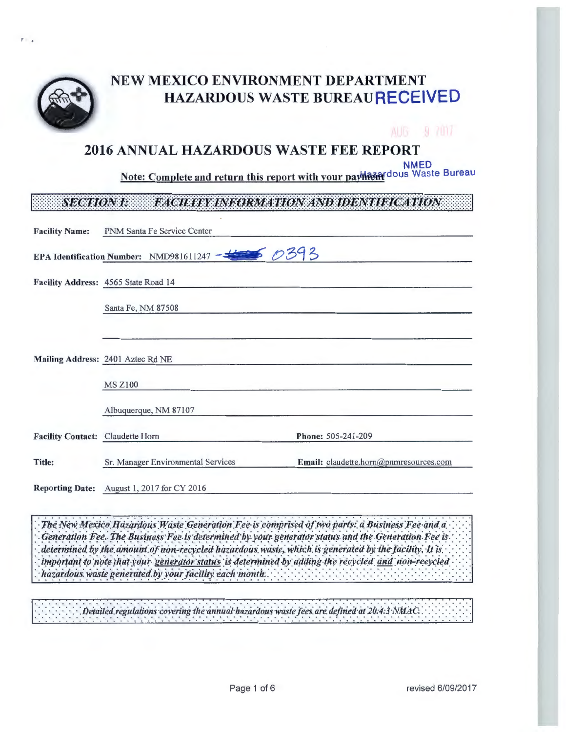# NEW MEXICO ENVIRONMENT DEPARTMENT
## HAZARDOUS WASTE BUREAU

RECEIVED

AUG 9 2017

NMED
Hazardous Waste Bureau

# 2016 ANNUAL HAZARDOUS WASTE FEE REPORT

**Note: Complete and return this report with your payment**

## *SECTION I: FACILITY INFORMATION AND IDENTIFICATION*

**Facility Name:** PNM Santa Fe Service Center

**EPA Identification Number:** NMD981611247 - ~~####~~ 0393

**Facility Address:** 4565 State Road 14
Santa Fe, NM 87508

**Mailing Address:** 2401 Aztec Rd NE
MS Z100
Albuquerque, NM 87107

**Facility Contact:** Claudette Horn **Phone:** 505-241-209

**Title:** Sr. Manager Environmental Services **Email:** claudette.horn@pnmresources.com

**Reporting Date:** August 1, 2017 for CY 2016

*The New Mexico Hazardous Waste Generation Fee is comprised of two parts: a Business Fee and a Generation Fee. The Business Fee is determined by your generator status and the Generation Fee is determined by the amount of non-recycled hazardous waste, which is generated by the facility. It is important to note that your generator status is determined by adding the recycled and non-recycled hazardous waste generated by your facility each month.*

*Detailed regulations covering the annual hazardous waste fees are defined at 20.4.3 NMAC.*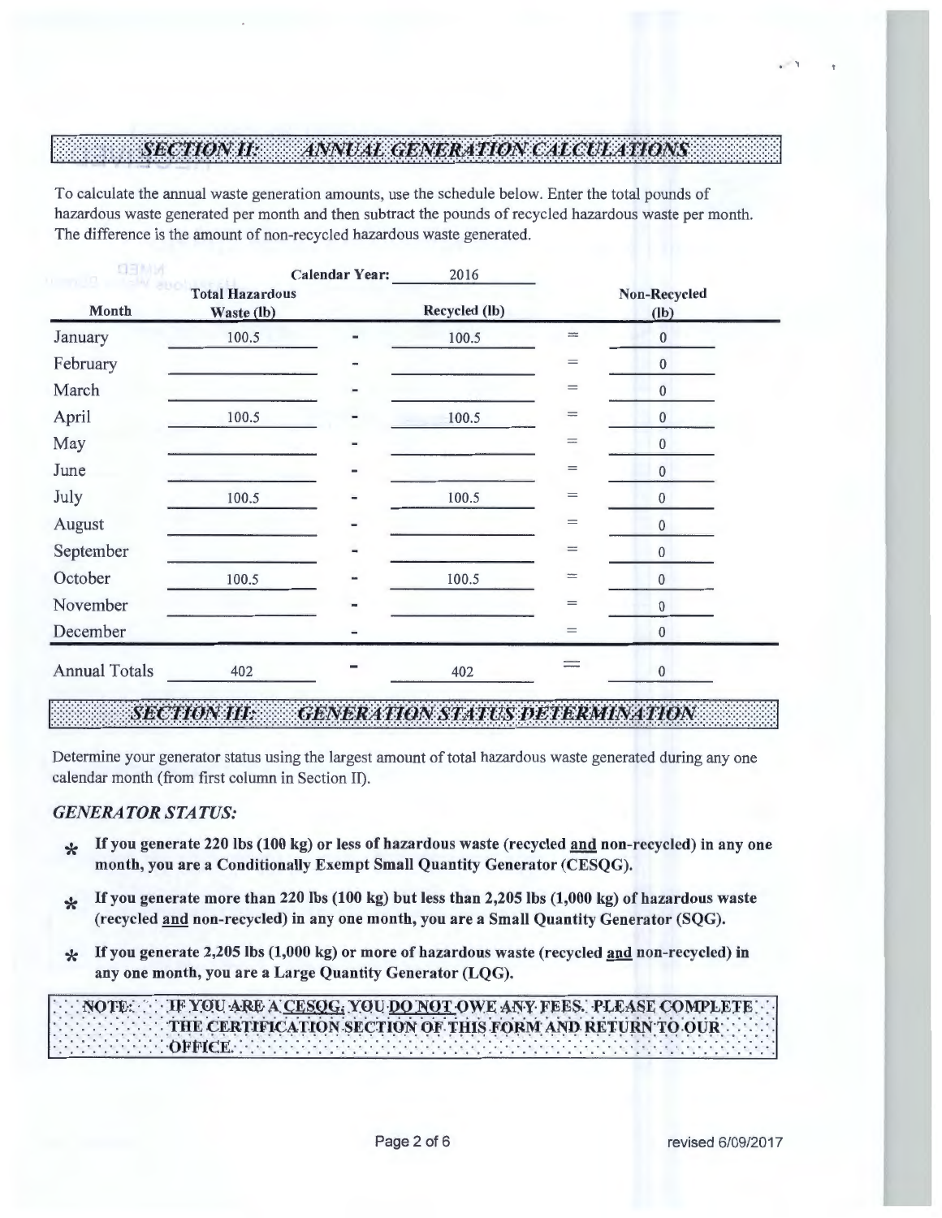## SECTION II: ANNUAL GENERATION CALCULATIONS

To calculate the annual waste generation amounts, use the schedule below. Enter the total pounds of hazardous waste generated per month and then subtract the pounds of recycled hazardous waste per month. The difference is the amount of non-recycled hazardous waste generated.

**Calendar Year:** 2016

| Month | Total Hazardous Waste (lb) | | Recycled (lb) | | Non-Recycled (lb) |
|---|---|---|---|---|---|
| January | 100.5 | - | 100.5 | = | 0 |
| February | | - | | = | 0 |
| March | | - | | = | 0 |
| April | 100.5 | - | 100.5 | = | 0 |
| May | | - | | = | 0 |
| June | | - | | = | 0 |
| July | 100.5 | - | 100.5 | = | 0 |
| August | | - | | = | 0 |
| September | | - | | = | 0 |
| October | 100.5 | - | 100.5 | = | 0 |
| November | | - | | = | 0 |
| December | | - | | = | 0 |
| Annual Totals | 402 | - | 402 | = | 0 |

## SECTION III: GENERATION STATUS DETERMINATION

Determine your generator status using the largest amount of total hazardous waste generated during any one calendar month (from first column in Section II).

### *GENERATOR STATUS:*

- **If you generate 220 lbs (100 kg) or less of hazardous waste (recycled and non-recycled) in any one month, you are a Conditionally Exempt Small Quantity Generator (CESQG).**
- **If you generate more than 220 lbs (100 kg) but less than 2,205 lbs (1,000 kg) of hazardous waste (recycled and non-recycled) in any one month, you are a Small Quantity Generator (SQG).**
- **If you generate 2,205 lbs (1,000 kg) or more of hazardous waste (recycled and non-recycled) in any one month, you are a Large Quantity Generator (LQG).**

**NOTE: IF YOU ARE A CESQG, YOU DO NOT OWE ANY FEES. PLEASE COMPLETE THE CERTIFICATION SECTION OF THIS FORM AND RETURN TO OUR OFFICE.**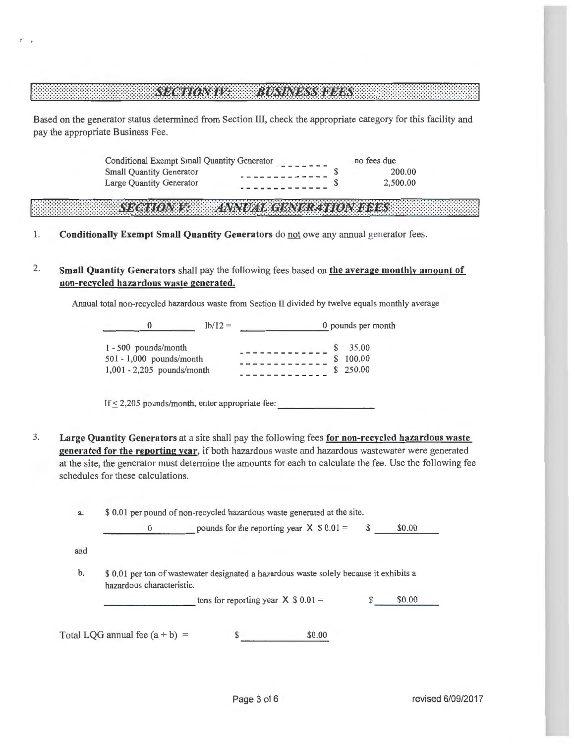## SECTION IV: BUSINESS FEES

Based on the generator status determined from Section III, check the appropriate category for this facility and pay the appropriate Business Fee.

| | | |
|---|---|---|
| Conditional Exempt Small Quantity Generator | | no fees due |
| Small Quantity Generator | $ | 200.00 |
| Large Quantity Generator | $ | 2,500.00 |

## SECTION V: ANNUAL GENERATION FEES

1. **Conditionally Exempt Small Quantity Generators** do not owe any annual generator fees.

2. **Small Quantity Generators** shall pay the following fees based on **the average monthly amount of non-recycled hazardous waste generated.**

   Annual total non-recycled hazardous waste from Section II divided by twelve equals monthly average

   0 lb/12 = 0 pounds per month

   | | |
   |---|---|
   | 1 - 500 pounds/month | $ 35.00 |
   | 501 - 1,000 pounds/month | $ 100.00 |
   | 1,001 - 2,205 pounds/month | $ 250.00 |

   If ≤ 2,205 pounds/month, enter appropriate fee: ____________

3. **Large Quantity Generators** at a site shall pay the following fees **for non-recycled hazardous waste generated for the reporting year**, if both hazardous waste and hazardous wastewater were generated at the site, the generator must determine the amounts for each to calculate the fee. Use the following fee schedules for these calculations.

   a. $ 0.01 per pound of non-recycled hazardous waste generated at the site.

      0 pounds for the reporting year X $ 0.01 = $ $0.00

   and

   b. $ 0.01 per ton of wastewater designated a hazardous waste solely because it exhibits a hazardous characteristic.

      ____________ tons for reporting year X $ 0.01 = $ $0.00

Total LQG annual fee (a + b) = $ $0.00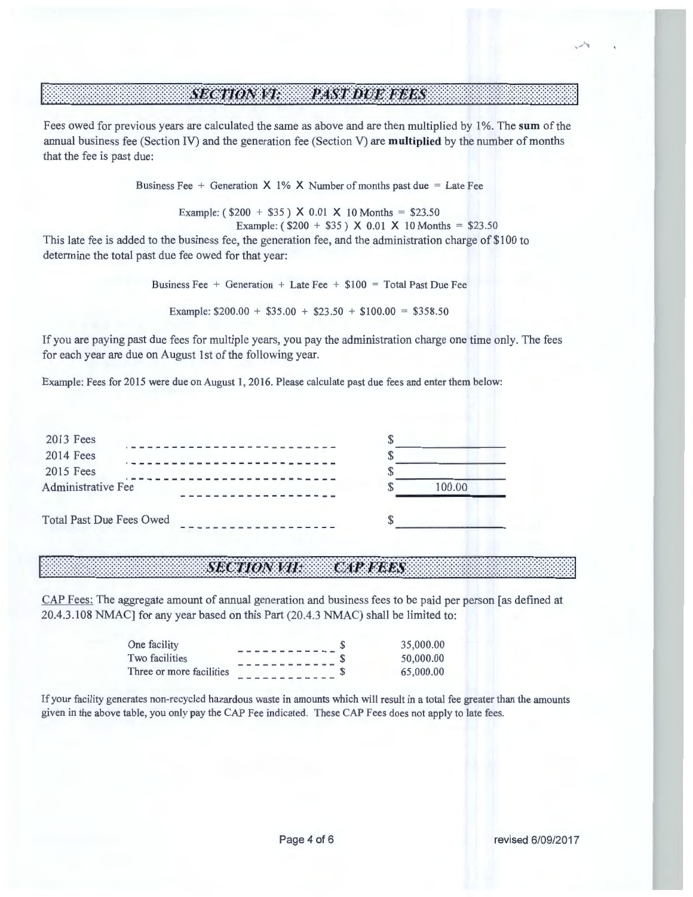## SECTION VI: PAST DUE FEES

Fees owed for previous years are calculated the same as above and are then multiplied by 1%. The **sum** of the annual business fee (Section IV) and the generation fee (Section V) are **multiplied** by the number of months that the fee is past due:

Business Fee + Generation X 1% X Number of months past due = Late Fee

Example: ( $200 + $35 ) X 0.01 X 10 Months = $23.50

Example: ( $200 + $35 ) X 0.01 X 10 Months = $23.50

This late fee is added to the business fee, the generation fee, and the administration charge of $100 to determine the total past due fee owed for that year:

Business Fee + Generation + Late Fee + $100 = Total Past Due Fee

Example: $200.00 + $35.00 + $23.50 + $100.00 = $358.50

If you are paying past due fees for multiple years, you pay the administration charge one time only. The fees for each year are due on August 1st of the following year.

Example: Fees for 2015 were due on August 1, 2016. Please calculate past due fees and enter them below:

| | |
|---|---|
| 2013 Fees | $ |
| 2014 Fees | $ |
| 2015 Fees | $ |
| Administrative Fee | $ 100.00 |
| Total Past Due Fees Owed | $ |

## SECTION VII: CAP FEES

CAP Fees: The aggregate amount of annual generation and business fees to be paid per person [as defined at 20.4.3.108 NMAC] for any year based on this Part (20.4.3 NMAC) shall be limited to:

| | |
|---|---|
| One facility | $ 35,000.00 |
| Two facilities | $ 50,000.00 |
| Three or more facilities | $ 65,000.00 |

If your facility generates non-recycled hazardous waste in amounts which will result in a total fee greater than the amounts given in the above table, you only pay the CAP Fee indicated. These CAP Fees does not apply to late fees.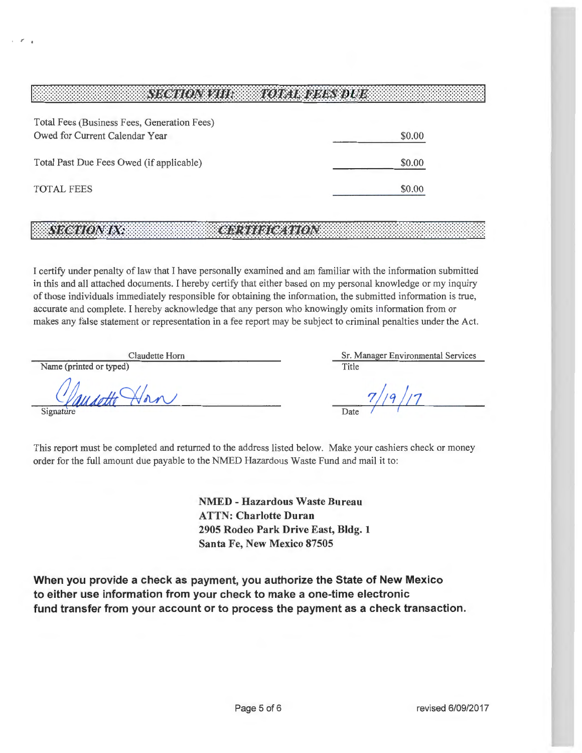## SECTION VIII: TOTAL FEES DUE

| | |
|---|---|
| Total Fees (Business Fees, Generation Fees) Owed for Current Calendar Year | $0.00 |
| Total Past Due Fees Owed (if applicable) | $0.00 |
| TOTAL FEES | $0.00 |

## SECTION IX: CERTIFICATION

I certify under penalty of law that I have personally examined and am familiar with the information submitted in this and all attached documents. I hereby certify that either based on my personal knowledge or my inquiry of those individuals immediately responsible for obtaining the information, the submitted information is true, accurate and complete. I hereby acknowledge that any person who knowingly omits information from or makes any false statement or representation in a fee report may be subject to criminal penalties under the Act.

Name (printed or typed): Claudette Horn

Title: Sr. Manager Environmental Services

Signature: Claudette Horn

Date: 7/19/17

This report must be completed and returned to the address listed below. Make your cashiers check or money order for the full amount due payable to the NMED Hazardous Waste Fund and mail it to:

**NMED - Hazardous Waste Bureau**
**ATTN: Charlotte Duran**
**2905 Rodeo Park Drive East, Bldg. 1**
**Santa Fe, New Mexico 87505**

**When you provide a check as payment, you authorize the State of New Mexico to either use information from your check to make a one-time electronic fund transfer from your account or to process the payment as a check transaction.**

revised 6/09/2017